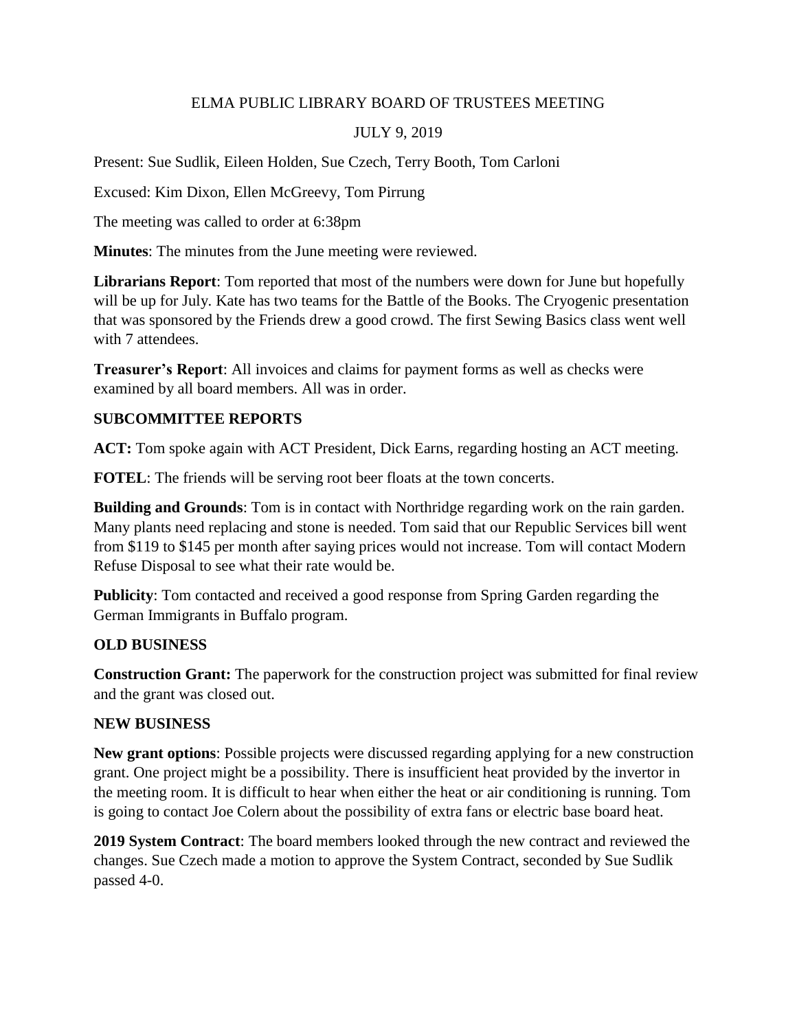# ELMA PUBLIC LIBRARY BOARD OF TRUSTEES MEETING

JULY 9, 2019

Present: Sue Sudlik, Eileen Holden, Sue Czech, Terry Booth, Tom Carloni

Excused: Kim Dixon, Ellen McGreevy, Tom Pirrung

The meeting was called to order at 6:38pm

**Minutes**: The minutes from the June meeting were reviewed.

**Librarians Report**: Tom reported that most of the numbers were down for June but hopefully will be up for July. Kate has two teams for the Battle of the Books. The Cryogenic presentation that was sponsored by the Friends drew a good crowd. The first Sewing Basics class went well with 7 attendees.

**Treasurer's Report**: All invoices and claims for payment forms as well as checks were examined by all board members. All was in order.

## SUBCOMMITTEE REPORTS

**ACT:** Tom spoke again with ACT President, Dick Earns, regarding hosting an ACT meeting.

**FOTEL**: The friends will be serving root beer floats at the town concerts.

**Building and Grounds**: Tom is in contact with Northridge regarding work on the rain garden. Many plants need replacing and stone is needed. Tom said that our Republic Services bill went from $119 to $145 per month after saying prices would not increase. Tom will contact Modern Refuse Disposal to see what their rate would be.

**Publicity**: Tom contacted and received a good response from Spring Garden regarding the German Immigrants in Buffalo program.

## OLD BUSINESS

**Construction Grant:** The paperwork for the construction project was submitted for final review and the grant was closed out.

## NEW BUSINESS

**New grant options**: Possible projects were discussed regarding applying for a new construction grant. One project might be a possibility. There is insufficient heat provided by the invertor in the meeting room. It is difficult to hear when either the heat or air conditioning is running. Tom is going to contact Joe Colern about the possibility of extra fans or electric base board heat.

**2019 System Contract**: The board members looked through the new contract and reviewed the changes. Sue Czech made a motion to approve the System Contract, seconded by Sue Sudlik passed 4-0.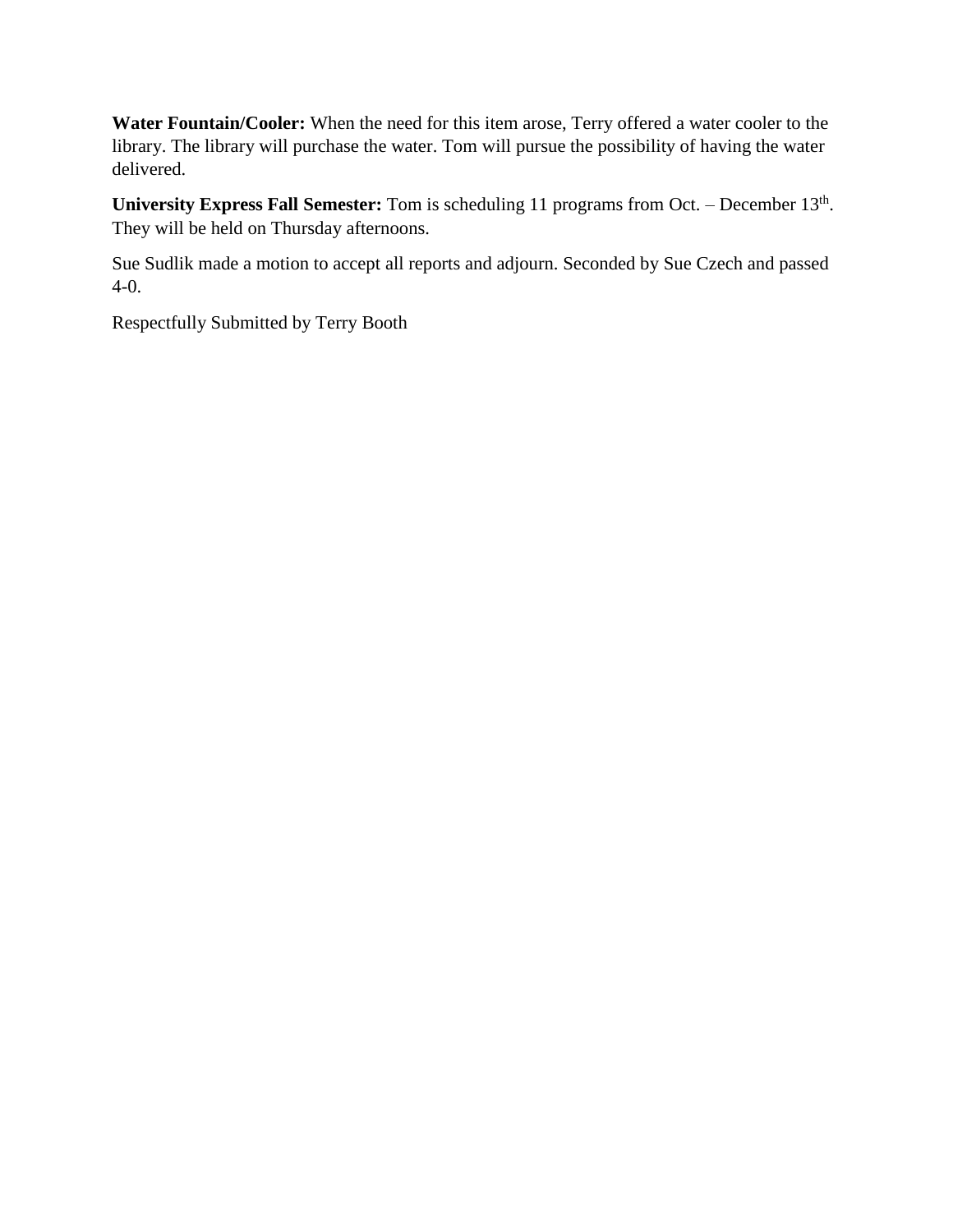**Water Fountain/Cooler:** When the need for this item arose, Terry offered a water cooler to the library. The library will purchase the water. Tom will pursue the possibility of having the water delivered.

**University Express Fall Semester:** Tom is scheduling 11 programs from Oct. – December 13th. They will be held on Thursday afternoons.

Sue Sudlik made a motion to accept all reports and adjourn. Seconded by Sue Czech and passed 4-0.

Respectfully Submitted by Terry Booth